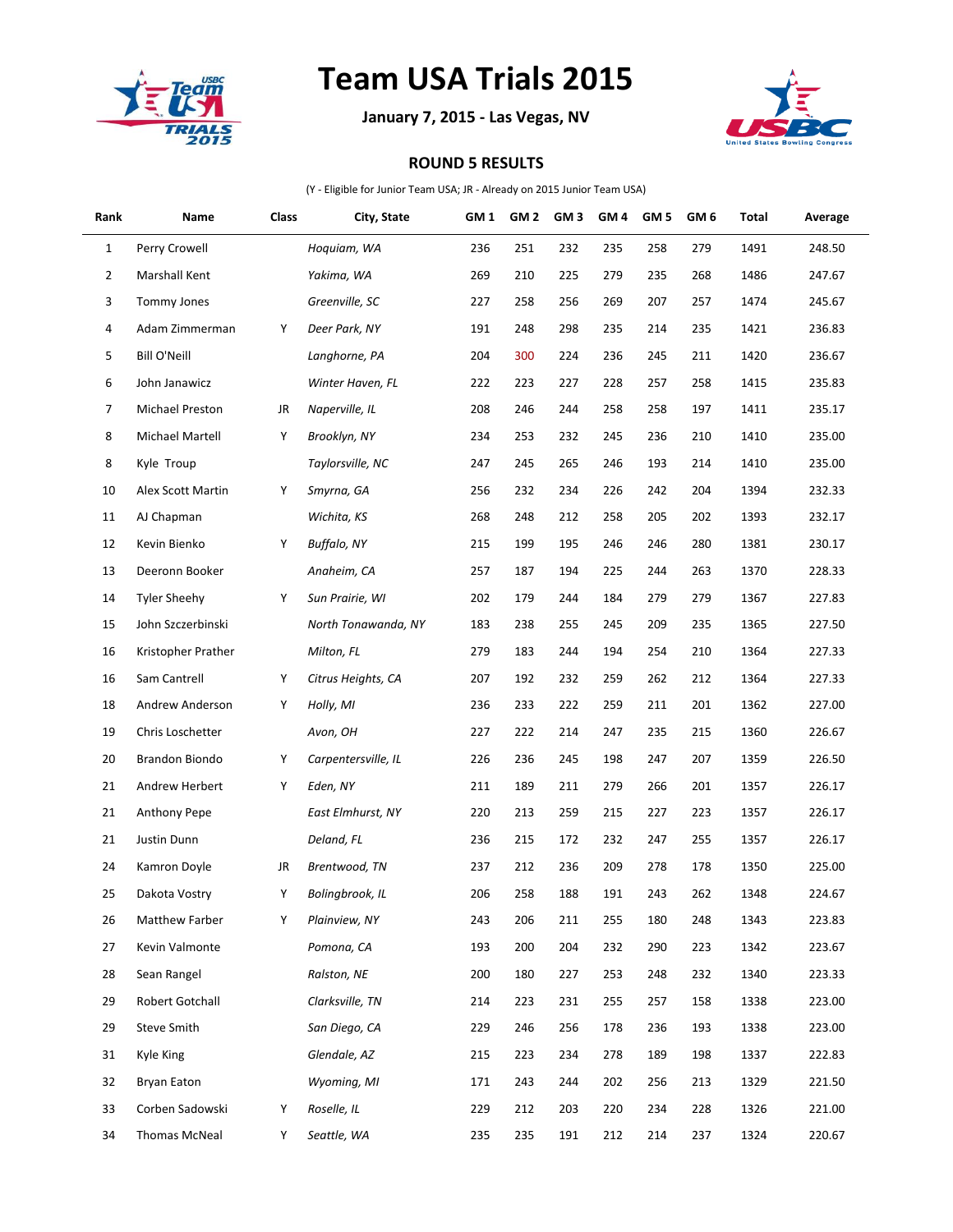# Team USA Trials 2015

**January 7, 2015 - Las Vegas, NV**

## ROUND 5 RESULTS

(Y - Eligible for Junior Team USA; JR - Already on 2015 Junior Team USA)

| Rank | Name | Class | City, State | GM 1 | GM 2 | GM 3 | GM 4 | GM 5 | GM 6 | Total | Average |
|---|---|---|---|---|---|---|---|---|---|---|---|
| 1 | Perry Crowell | | *Hoquiam, WA* | 236 | 251 | 232 | 235 | 258 | 279 | 1491 | 248.50 |
| 2 | Marshall Kent | | *Yakima, WA* | 269 | 210 | 225 | 279 | 235 | 268 | 1486 | 247.67 |
| 3 | Tommy Jones | | *Greenville, SC* | 227 | 258 | 256 | 269 | 207 | 257 | 1474 | 245.67 |
| 4 | Adam Zimmerman | Y | *Deer Park, NY* | 191 | 248 | 298 | 235 | 214 | 235 | 1421 | 236.83 |
| 5 | Bill O'Neill | | *Langhorne, PA* | 204 | 300 | 224 | 236 | 245 | 211 | 1420 | 236.67 |
| 6 | John Janawicz | | *Winter Haven, FL* | 222 | 223 | 227 | 228 | 257 | 258 | 1415 | 235.83 |
| 7 | Michael Preston | JR | *Naperville, IL* | 208 | 246 | 244 | 258 | 258 | 197 | 1411 | 235.17 |
| 8 | Michael Martell | Y | *Brooklyn, NY* | 234 | 253 | 232 | 245 | 236 | 210 | 1410 | 235.00 |
| 8 | Kyle Troup | | *Taylorsville, NC* | 247 | 245 | 265 | 246 | 193 | 214 | 1410 | 235.00 |
| 10 | Alex Scott Martin | Y | *Smyrna, GA* | 256 | 232 | 234 | 226 | 242 | 204 | 1394 | 232.33 |
| 11 | AJ Chapman | | *Wichita, KS* | 268 | 248 | 212 | 258 | 205 | 202 | 1393 | 232.17 |
| 12 | Kevin Bienko | Y | *Buffalo, NY* | 215 | 199 | 195 | 246 | 246 | 280 | 1381 | 230.17 |
| 13 | Deeronn Booker | | *Anaheim, CA* | 257 | 187 | 194 | 225 | 244 | 263 | 1370 | 228.33 |
| 14 | Tyler Sheehy | Y | *Sun Prairie, WI* | 202 | 179 | 244 | 184 | 279 | 279 | 1367 | 227.83 |
| 15 | John Szczerbinski | | *North Tonawanda, NY* | 183 | 238 | 255 | 245 | 209 | 235 | 1365 | 227.50 |
| 16 | Kristopher Prather | | *Milton, FL* | 279 | 183 | 244 | 194 | 254 | 210 | 1364 | 227.33 |
| 16 | Sam Cantrell | Y | *Citrus Heights, CA* | 207 | 192 | 232 | 259 | 262 | 212 | 1364 | 227.33 |
| 18 | Andrew Anderson | Y | *Holly, MI* | 236 | 233 | 222 | 259 | 211 | 201 | 1362 | 227.00 |
| 19 | Chris Loschetter | | *Avon, OH* | 227 | 222 | 214 | 247 | 235 | 215 | 1360 | 226.67 |
| 20 | Brandon Biondo | Y | *Carpentersville, IL* | 226 | 236 | 245 | 198 | 247 | 207 | 1359 | 226.50 |
| 21 | Andrew Herbert | Y | *Eden, NY* | 211 | 189 | 211 | 279 | 266 | 201 | 1357 | 226.17 |
| 21 | Anthony Pepe | | *East Elmhurst, NY* | 220 | 213 | 259 | 215 | 227 | 223 | 1357 | 226.17 |
| 21 | Justin Dunn | | *Deland, FL* | 236 | 215 | 172 | 232 | 247 | 255 | 1357 | 226.17 |
| 24 | Kamron Doyle | JR | *Brentwood, TN* | 237 | 212 | 236 | 209 | 278 | 178 | 1350 | 225.00 |
| 25 | Dakota Vostry | Y | *Bolingbrook, IL* | 206 | 258 | 188 | 191 | 243 | 262 | 1348 | 224.67 |
| 26 | Matthew Farber | Y | *Plainview, NY* | 243 | 206 | 211 | 255 | 180 | 248 | 1343 | 223.83 |
| 27 | Kevin Valmonte | | *Pomona, CA* | 193 | 200 | 204 | 232 | 290 | 223 | 1342 | 223.67 |
| 28 | Sean Rangel | | *Ralston, NE* | 200 | 180 | 227 | 253 | 248 | 232 | 1340 | 223.33 |
| 29 | Robert Gotchall | | *Clarksville, TN* | 214 | 223 | 231 | 255 | 257 | 158 | 1338 | 223.00 |
| 29 | Steve Smith | | *San Diego, CA* | 229 | 246 | 256 | 178 | 236 | 193 | 1338 | 223.00 |
| 31 | Kyle King | | *Glendale, AZ* | 215 | 223 | 234 | 278 | 189 | 198 | 1337 | 222.83 |
| 32 | Bryan Eaton | | *Wyoming, MI* | 171 | 243 | 244 | 202 | 256 | 213 | 1329 | 221.50 |
| 33 | Corben Sadowski | Y | *Roselle, IL* | 229 | 212 | 203 | 220 | 234 | 228 | 1326 | 221.00 |
| 34 | Thomas McNeal | Y | *Seattle, WA* | 235 | 235 | 191 | 212 | 214 | 237 | 1324 | 220.67 |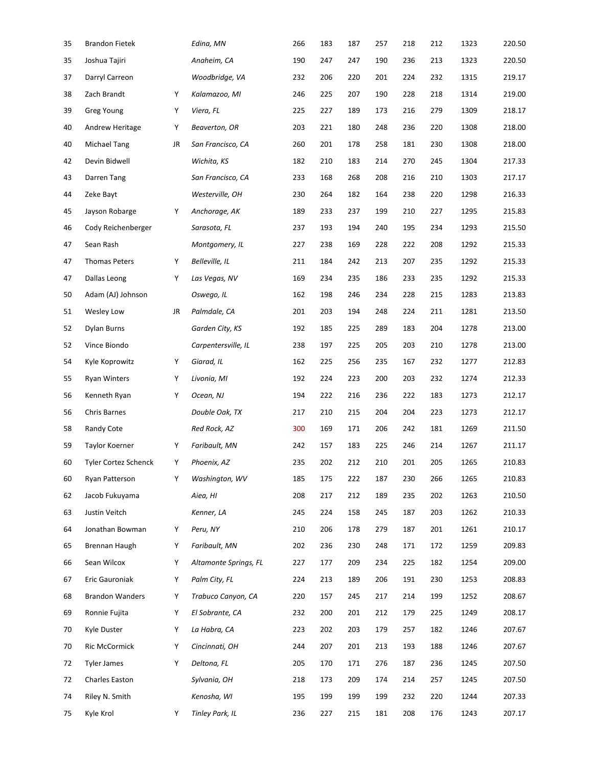| 35 | Brandon Fietek | | *Edina, MN* | 266 | 183 | 187 | 257 | 218 | 212 | 1323 | 220.50 |
|---|---|---|---|---|---|---|---|---|---|---|---|
| 35 | Joshua Tajiri | | *Anaheim, CA* | 190 | 247 | 247 | 190 | 236 | 213 | 1323 | 220.50 |
| 37 | Darryl Carreon | | *Woodbridge, VA* | 232 | 206 | 220 | 201 | 224 | 232 | 1315 | 219.17 |
| 38 | Zach Brandt | Y | *Kalamazoo, MI* | 246 | 225 | 207 | 190 | 228 | 218 | 1314 | 219.00 |
| 39 | Greg Young | Y | *Viera, FL* | 225 | 227 | 189 | 173 | 216 | 279 | 1309 | 218.17 |
| 40 | Andrew Heritage | Y | *Beaverton, OR* | 203 | 221 | 180 | 248 | 236 | 220 | 1308 | 218.00 |
| 40 | Michael Tang | JR | *San Francisco, CA* | 260 | 201 | 178 | 258 | 181 | 230 | 1308 | 218.00 |
| 42 | Devin Bidwell | | *Wichita, KS* | 182 | 210 | 183 | 214 | 270 | 245 | 1304 | 217.33 |
| 43 | Darren Tang | | *San Francisco, CA* | 233 | 168 | 268 | 208 | 216 | 210 | 1303 | 217.17 |
| 44 | Zeke Bayt | | *Westerville, OH* | 230 | 264 | 182 | 164 | 238 | 220 | 1298 | 216.33 |
| 45 | Jayson Robarge | Y | *Anchorage, AK* | 189 | 233 | 237 | 199 | 210 | 227 | 1295 | 215.83 |
| 46 | Cody Reichenberger | | *Sarasota, FL* | 237 | 193 | 194 | 240 | 195 | 234 | 1293 | 215.50 |
| 47 | Sean Rash | | *Montgomery, IL* | 227 | 238 | 169 | 228 | 222 | 208 | 1292 | 215.33 |
| 47 | Thomas Peters | Y | *Belleville, IL* | 211 | 184 | 242 | 213 | 207 | 235 | 1292 | 215.33 |
| 47 | Dallas Leong | Y | *Las Vegas, NV* | 169 | 234 | 235 | 186 | 233 | 235 | 1292 | 215.33 |
| 50 | Adam (AJ) Johnson | | *Oswego, IL* | 162 | 198 | 246 | 234 | 228 | 215 | 1283 | 213.83 |
| 51 | Wesley Low | JR | *Palmdale, CA* | 201 | 203 | 194 | 248 | 224 | 211 | 1281 | 213.50 |
| 52 | Dylan Burns | | *Garden City, KS* | 192 | 185 | 225 | 289 | 183 | 204 | 1278 | 213.00 |
| 52 | Vince Biondo | | *Carpentersville, IL* | 238 | 197 | 225 | 205 | 203 | 210 | 1278 | 213.00 |
| 54 | Kyle Koprowitz | Y | *Giarad, IL* | 162 | 225 | 256 | 235 | 167 | 232 | 1277 | 212.83 |
| 55 | Ryan Winters | Y | *Livonia, MI* | 192 | 224 | 223 | 200 | 203 | 232 | 1274 | 212.33 |
| 56 | Kenneth Ryan | Y | *Ocean, NJ* | 194 | 222 | 216 | 236 | 222 | 183 | 1273 | 212.17 |
| 56 | Chris Barnes | | *Double Oak, TX* | 217 | 210 | 215 | 204 | 204 | 223 | 1273 | 212.17 |
| 58 | Randy Cote | | *Red Rock, AZ* | 300 | 169 | 171 | 206 | 242 | 181 | 1269 | 211.50 |
| 59 | Taylor Koerner | Y | *Faribault, MN* | 242 | 157 | 183 | 225 | 246 | 214 | 1267 | 211.17 |
| 60 | Tyler Cortez Schenck | Y | *Phoenix, AZ* | 235 | 202 | 212 | 210 | 201 | 205 | 1265 | 210.83 |
| 60 | Ryan Patterson | Y | *Washington, WV* | 185 | 175 | 222 | 187 | 230 | 266 | 1265 | 210.83 |
| 62 | Jacob Fukuyama | | *Aiea, HI* | 208 | 217 | 212 | 189 | 235 | 202 | 1263 | 210.50 |
| 63 | Justin Veitch | | *Kenner, LA* | 245 | 224 | 158 | 245 | 187 | 203 | 1262 | 210.33 |
| 64 | Jonathan Bowman | Y | *Peru, NY* | 210 | 206 | 178 | 279 | 187 | 201 | 1261 | 210.17 |
| 65 | Brennan Haugh | Y | *Faribault, MN* | 202 | 236 | 230 | 248 | 171 | 172 | 1259 | 209.83 |
| 66 | Sean Wilcox | Y | *Altamonte Springs, FL* | 227 | 177 | 209 | 234 | 225 | 182 | 1254 | 209.00 |
| 67 | Eric Gauroniak | Y | *Palm City, FL* | 224 | 213 | 189 | 206 | 191 | 230 | 1253 | 208.83 |
| 68 | Brandon Wanders | Y | *Trabuco Canyon, CA* | 220 | 157 | 245 | 217 | 214 | 199 | 1252 | 208.67 |
| 69 | Ronnie Fujita | Y | *El Sobrante, CA* | 232 | 200 | 201 | 212 | 179 | 225 | 1249 | 208.17 |
| 70 | Kyle Duster | Y | *La Habra, CA* | 223 | 202 | 203 | 179 | 257 | 182 | 1246 | 207.67 |
| 70 | Ric McCormick | Y | *Cincinnati, OH* | 244 | 207 | 201 | 213 | 193 | 188 | 1246 | 207.67 |
| 72 | Tyler James | Y | *Deltona, FL* | 205 | 170 | 171 | 276 | 187 | 236 | 1245 | 207.50 |
| 72 | Charles Easton | | *Sylvania, OH* | 218 | 173 | 209 | 174 | 214 | 257 | 1245 | 207.50 |
| 74 | Riley N. Smith | | *Kenosha, WI* | 195 | 199 | 199 | 199 | 232 | 220 | 1244 | 207.33 |
| 75 | Kyle Krol | Y | *Tinley Park, IL* | 236 | 227 | 215 | 181 | 208 | 176 | 1243 | 207.17 |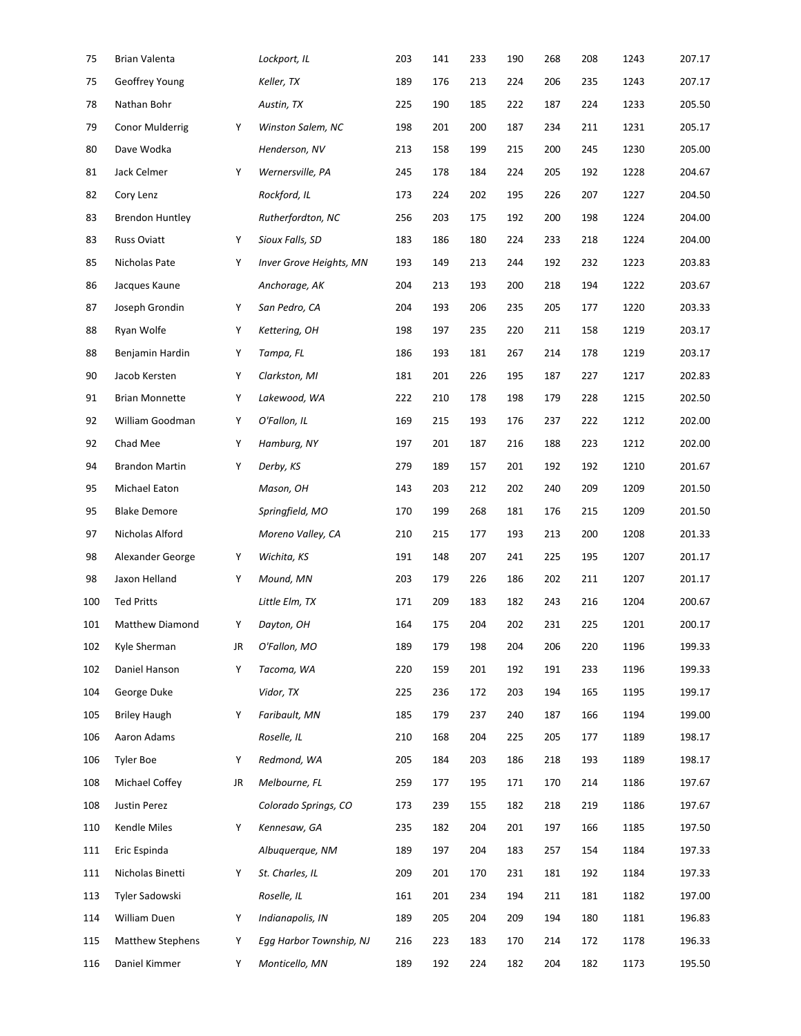| | | | | | | | | | | | |
|---|---|---|---|---|---|---|---|---|---|---|---|
| 75 | Brian Valenta | | *Lockport, IL* | 203 | 141 | 233 | 190 | 268 | 208 | 1243 | 207.17 |
| 75 | Geoffrey Young | | *Keller, TX* | 189 | 176 | 213 | 224 | 206 | 235 | 1243 | 207.17 |
| 78 | Nathan Bohr | | *Austin, TX* | 225 | 190 | 185 | 222 | 187 | 224 | 1233 | 205.50 |
| 79 | Conor Mulderrig | Y | *Winston Salem, NC* | 198 | 201 | 200 | 187 | 234 | 211 | 1231 | 205.17 |
| 80 | Dave Wodka | | *Henderson, NV* | 213 | 158 | 199 | 215 | 200 | 245 | 1230 | 205.00 |
| 81 | Jack Celmer | Y | *Wernersville, PA* | 245 | 178 | 184 | 224 | 205 | 192 | 1228 | 204.67 |
| 82 | Cory Lenz | | *Rockford, IL* | 173 | 224 | 202 | 195 | 226 | 207 | 1227 | 204.50 |
| 83 | Brendon Huntley | | *Rutherfordton, NC* | 256 | 203 | 175 | 192 | 200 | 198 | 1224 | 204.00 |
| 83 | Russ Oviatt | Y | *Sioux Falls, SD* | 183 | 186 | 180 | 224 | 233 | 218 | 1224 | 204.00 |
| 85 | Nicholas Pate | Y | *Inver Grove Heights, MN* | 193 | 149 | 213 | 244 | 192 | 232 | 1223 | 203.83 |
| 86 | Jacques Kaune | | *Anchorage, AK* | 204 | 213 | 193 | 200 | 218 | 194 | 1222 | 203.67 |
| 87 | Joseph Grondin | Y | *San Pedro, CA* | 204 | 193 | 206 | 235 | 205 | 177 | 1220 | 203.33 |
| 88 | Ryan Wolfe | Y | *Kettering, OH* | 198 | 197 | 235 | 220 | 211 | 158 | 1219 | 203.17 |
| 88 | Benjamin Hardin | Y | *Tampa, FL* | 186 | 193 | 181 | 267 | 214 | 178 | 1219 | 203.17 |
| 90 | Jacob Kersten | Y | *Clarkston, MI* | 181 | 201 | 226 | 195 | 187 | 227 | 1217 | 202.83 |
| 91 | Brian Monnette | Y | *Lakewood, WA* | 222 | 210 | 178 | 198 | 179 | 228 | 1215 | 202.50 |
| 92 | William Goodman | Y | *O'Fallon, IL* | 169 | 215 | 193 | 176 | 237 | 222 | 1212 | 202.00 |
| 92 | Chad Mee | Y | *Hamburg, NY* | 197 | 201 | 187 | 216 | 188 | 223 | 1212 | 202.00 |
| 94 | Brandon Martin | Y | *Derby, KS* | 279 | 189 | 157 | 201 | 192 | 192 | 1210 | 201.67 |
| 95 | Michael Eaton | | *Mason, OH* | 143 | 203 | 212 | 202 | 240 | 209 | 1209 | 201.50 |
| 95 | Blake Demore | | *Springfield, MO* | 170 | 199 | 268 | 181 | 176 | 215 | 1209 | 201.50 |
| 97 | Nicholas Alford | | *Moreno Valley, CA* | 210 | 215 | 177 | 193 | 213 | 200 | 1208 | 201.33 |
| 98 | Alexander George | Y | *Wichita, KS* | 191 | 148 | 207 | 241 | 225 | 195 | 1207 | 201.17 |
| 98 | Jaxon Helland | Y | *Mound, MN* | 203 | 179 | 226 | 186 | 202 | 211 | 1207 | 201.17 |
| 100 | Ted Pritts | | *Little Elm, TX* | 171 | 209 | 183 | 182 | 243 | 216 | 1204 | 200.67 |
| 101 | Matthew Diamond | Y | *Dayton, OH* | 164 | 175 | 204 | 202 | 231 | 225 | 1201 | 200.17 |
| 102 | Kyle Sherman | JR | *O'Fallon, MO* | 189 | 179 | 198 | 204 | 206 | 220 | 1196 | 199.33 |
| 102 | Daniel Hanson | Y | *Tacoma, WA* | 220 | 159 | 201 | 192 | 191 | 233 | 1196 | 199.33 |
| 104 | George Duke | | *Vidor, TX* | 225 | 236 | 172 | 203 | 194 | 165 | 1195 | 199.17 |
| 105 | Briley Haugh | Y | *Faribault, MN* | 185 | 179 | 237 | 240 | 187 | 166 | 1194 | 199.00 |
| 106 | Aaron Adams | | *Roselle, IL* | 210 | 168 | 204 | 225 | 205 | 177 | 1189 | 198.17 |
| 106 | Tyler Boe | Y | *Redmond, WA* | 205 | 184 | 203 | 186 | 218 | 193 | 1189 | 198.17 |
| 108 | Michael Coffey | JR | *Melbourne, FL* | 259 | 177 | 195 | 171 | 170 | 214 | 1186 | 197.67 |
| 108 | Justin Perez | | *Colorado Springs, CO* | 173 | 239 | 155 | 182 | 218 | 219 | 1186 | 197.67 |
| 110 | Kendle Miles | Y | *Kennesaw, GA* | 235 | 182 | 204 | 201 | 197 | 166 | 1185 | 197.50 |
| 111 | Eric Espinda | | *Albuquerque, NM* | 189 | 197 | 204 | 183 | 257 | 154 | 1184 | 197.33 |
| 111 | Nicholas Binetti | Y | *St. Charles, IL* | 209 | 201 | 170 | 231 | 181 | 192 | 1184 | 197.33 |
| 113 | Tyler Sadowski | | *Roselle, IL* | 161 | 201 | 234 | 194 | 211 | 181 | 1182 | 197.00 |
| 114 | William Duen | Y | *Indianapolis, IN* | 189 | 205 | 204 | 209 | 194 | 180 | 1181 | 196.83 |
| 115 | Matthew Stephens | Y | *Egg Harbor Township, NJ* | 216 | 223 | 183 | 170 | 214 | 172 | 1178 | 196.33 |
| 116 | Daniel Kimmer | Y | *Monticello, MN* | 189 | 192 | 224 | 182 | 204 | 182 | 1173 | 195.50 |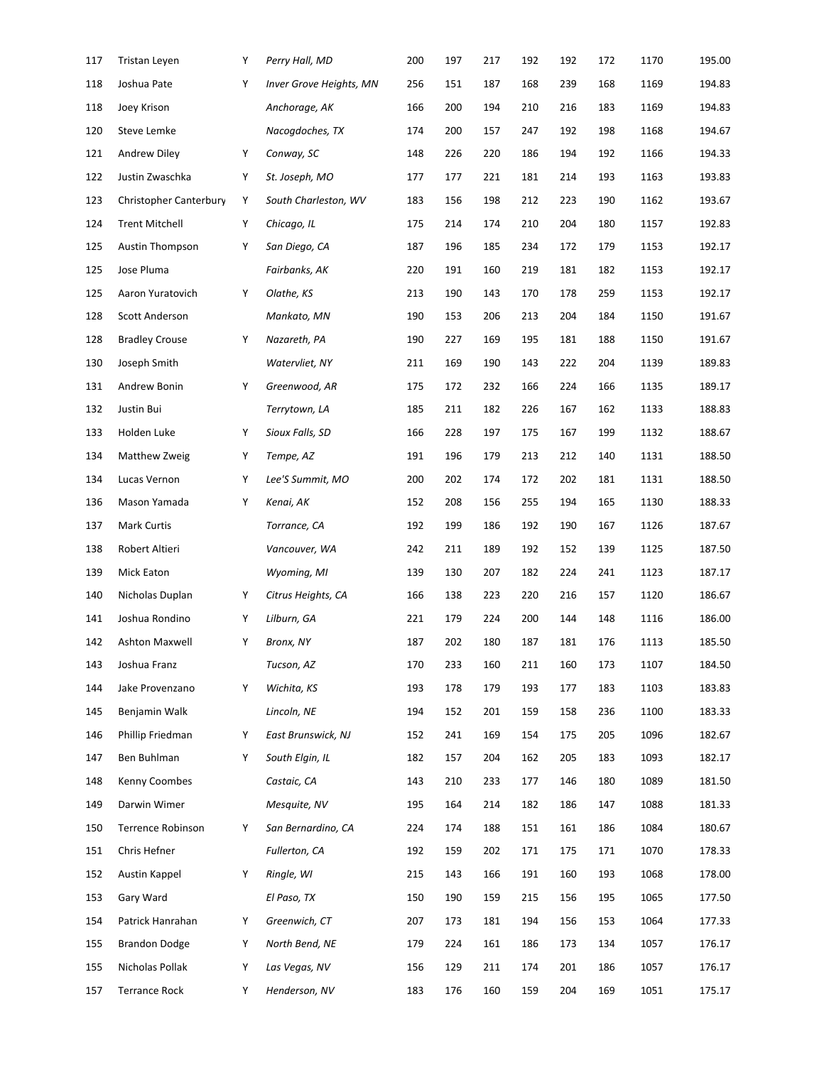| | | | | | | | | | | | |
|---|---|---|---|---|---|---|---|---|---|---|---|
| 117 | Tristan Leyen | Y | *Perry Hall, MD* | 200 | 197 | 217 | 192 | 192 | 172 | 1170 | 195.00 |
| 118 | Joshua Pate | Y | *Inver Grove Heights, MN* | 256 | 151 | 187 | 168 | 239 | 168 | 1169 | 194.83 |
| 118 | Joey Krison | | *Anchorage, AK* | 166 | 200 | 194 | 210 | 216 | 183 | 1169 | 194.83 |
| 120 | Steve Lemke | | *Nacogdoches, TX* | 174 | 200 | 157 | 247 | 192 | 198 | 1168 | 194.67 |
| 121 | Andrew Diley | Y | *Conway, SC* | 148 | 226 | 220 | 186 | 194 | 192 | 1166 | 194.33 |
| 122 | Justin Zwaschka | Y | *St. Joseph, MO* | 177 | 177 | 221 | 181 | 214 | 193 | 1163 | 193.83 |
| 123 | Christopher Canterbury | Y | *South Charleston, WV* | 183 | 156 | 198 | 212 | 223 | 190 | 1162 | 193.67 |
| 124 | Trent Mitchell | Y | *Chicago, IL* | 175 | 214 | 174 | 210 | 204 | 180 | 1157 | 192.83 |
| 125 | Austin Thompson | Y | *San Diego, CA* | 187 | 196 | 185 | 234 | 172 | 179 | 1153 | 192.17 |
| 125 | Jose Pluma | | *Fairbanks, AK* | 220 | 191 | 160 | 219 | 181 | 182 | 1153 | 192.17 |
| 125 | Aaron Yuratovich | Y | *Olathe, KS* | 213 | 190 | 143 | 170 | 178 | 259 | 1153 | 192.17 |
| 128 | Scott Anderson | | *Mankato, MN* | 190 | 153 | 206 | 213 | 204 | 184 | 1150 | 191.67 |
| 128 | Bradley Crouse | Y | *Nazareth, PA* | 190 | 227 | 169 | 195 | 181 | 188 | 1150 | 191.67 |
| 130 | Joseph Smith | | *Watervliet, NY* | 211 | 169 | 190 | 143 | 222 | 204 | 1139 | 189.83 |
| 131 | Andrew Bonin | Y | *Greenwood, AR* | 175 | 172 | 232 | 166 | 224 | 166 | 1135 | 189.17 |
| 132 | Justin Bui | | *Terrytown, LA* | 185 | 211 | 182 | 226 | 167 | 162 | 1133 | 188.83 |
| 133 | Holden Luke | Y | *Sioux Falls, SD* | 166 | 228 | 197 | 175 | 167 | 199 | 1132 | 188.67 |
| 134 | Matthew Zweig | Y | *Tempe, AZ* | 191 | 196 | 179 | 213 | 212 | 140 | 1131 | 188.50 |
| 134 | Lucas Vernon | Y | *Lee'S Summit, MO* | 200 | 202 | 174 | 172 | 202 | 181 | 1131 | 188.50 |
| 136 | Mason Yamada | Y | *Kenai, AK* | 152 | 208 | 156 | 255 | 194 | 165 | 1130 | 188.33 |
| 137 | Mark Curtis | | *Torrance, CA* | 192 | 199 | 186 | 192 | 190 | 167 | 1126 | 187.67 |
| 138 | Robert Altieri | | *Vancouver, WA* | 242 | 211 | 189 | 192 | 152 | 139 | 1125 | 187.50 |
| 139 | Mick Eaton | | *Wyoming, MI* | 139 | 130 | 207 | 182 | 224 | 241 | 1123 | 187.17 |
| 140 | Nicholas Duplan | Y | *Citrus Heights, CA* | 166 | 138 | 223 | 220 | 216 | 157 | 1120 | 186.67 |
| 141 | Joshua Rondino | Y | *Lilburn, GA* | 221 | 179 | 224 | 200 | 144 | 148 | 1116 | 186.00 |
| 142 | Ashton Maxwell | Y | *Bronx, NY* | 187 | 202 | 180 | 187 | 181 | 176 | 1113 | 185.50 |
| 143 | Joshua Franz | | *Tucson, AZ* | 170 | 233 | 160 | 211 | 160 | 173 | 1107 | 184.50 |
| 144 | Jake Provenzano | Y | *Wichita, KS* | 193 | 178 | 179 | 193 | 177 | 183 | 1103 | 183.83 |
| 145 | Benjamin Walk | | *Lincoln, NE* | 194 | 152 | 201 | 159 | 158 | 236 | 1100 | 183.33 |
| 146 | Phillip Friedman | Y | *East Brunswick, NJ* | 152 | 241 | 169 | 154 | 175 | 205 | 1096 | 182.67 |
| 147 | Ben Buhlman | Y | *South Elgin, IL* | 182 | 157 | 204 | 162 | 205 | 183 | 1093 | 182.17 |
| 148 | Kenny Coombes | | *Castaic, CA* | 143 | 210 | 233 | 177 | 146 | 180 | 1089 | 181.50 |
| 149 | Darwin Wimer | | *Mesquite, NV* | 195 | 164 | 214 | 182 | 186 | 147 | 1088 | 181.33 |
| 150 | Terrence Robinson | Y | *San Bernardino, CA* | 224 | 174 | 188 | 151 | 161 | 186 | 1084 | 180.67 |
| 151 | Chris Hefner | | *Fullerton, CA* | 192 | 159 | 202 | 171 | 175 | 171 | 1070 | 178.33 |
| 152 | Austin Kappel | Y | *Ringle, WI* | 215 | 143 | 166 | 191 | 160 | 193 | 1068 | 178.00 |
| 153 | Gary Ward | | *El Paso, TX* | 150 | 190 | 159 | 215 | 156 | 195 | 1065 | 177.50 |
| 154 | Patrick Hanrahan | Y | *Greenwich, CT* | 207 | 173 | 181 | 194 | 156 | 153 | 1064 | 177.33 |
| 155 | Brandon Dodge | Y | *North Bend, NE* | 179 | 224 | 161 | 186 | 173 | 134 | 1057 | 176.17 |
| 155 | Nicholas Pollak | Y | *Las Vegas, NV* | 156 | 129 | 211 | 174 | 201 | 186 | 1057 | 176.17 |
| 157 | Terrance Rock | Y | *Henderson, NV* | 183 | 176 | 160 | 159 | 204 | 169 | 1051 | 175.17 |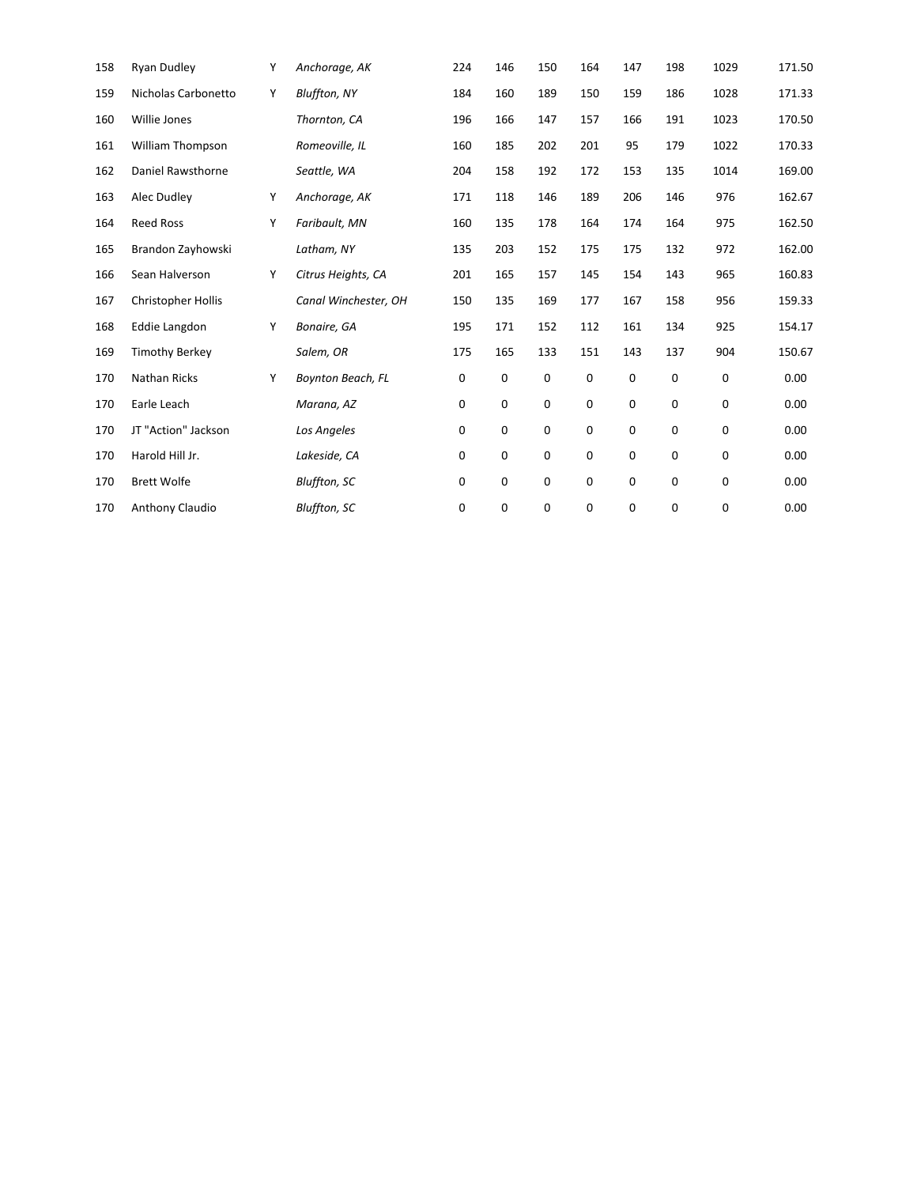| | | | | | | | | | | | |
|---|---|---|---|---|---|---|---|---|---|---|---|
| 158 | Ryan Dudley | Y | *Anchorage, AK* | 224 | 146 | 150 | 164 | 147 | 198 | 1029 | 171.50 |
| 159 | Nicholas Carbonetto | Y | *Bluffton, NY* | 184 | 160 | 189 | 150 | 159 | 186 | 1028 | 171.33 |
| 160 | Willie Jones | | *Thornton, CA* | 196 | 166 | 147 | 157 | 166 | 191 | 1023 | 170.50 |
| 161 | William Thompson | | *Romeoville, IL* | 160 | 185 | 202 | 201 | 95 | 179 | 1022 | 170.33 |
| 162 | Daniel Rawsthorne | | *Seattle, WA* | 204 | 158 | 192 | 172 | 153 | 135 | 1014 | 169.00 |
| 163 | Alec Dudley | Y | *Anchorage, AK* | 171 | 118 | 146 | 189 | 206 | 146 | 976 | 162.67 |
| 164 | Reed Ross | Y | *Faribault, MN* | 160 | 135 | 178 | 164 | 174 | 164 | 975 | 162.50 |
| 165 | Brandon Zayhowski | | *Latham, NY* | 135 | 203 | 152 | 175 | 175 | 132 | 972 | 162.00 |
| 166 | Sean Halverson | Y | *Citrus Heights, CA* | 201 | 165 | 157 | 145 | 154 | 143 | 965 | 160.83 |
| 167 | Christopher Hollis | | *Canal Winchester, OH* | 150 | 135 | 169 | 177 | 167 | 158 | 956 | 159.33 |
| 168 | Eddie Langdon | Y | *Bonaire, GA* | 195 | 171 | 152 | 112 | 161 | 134 | 925 | 154.17 |
| 169 | Timothy Berkey | | *Salem, OR* | 175 | 165 | 133 | 151 | 143 | 137 | 904 | 150.67 |
| 170 | Nathan Ricks | Y | *Boynton Beach, FL* | 0 | 0 | 0 | 0 | 0 | 0 | 0 | 0.00 |
| 170 | Earle Leach | | *Marana, AZ* | 0 | 0 | 0 | 0 | 0 | 0 | 0 | 0.00 |
| 170 | JT "Action" Jackson | | *Los Angeles* | 0 | 0 | 0 | 0 | 0 | 0 | 0 | 0.00 |
| 170 | Harold Hill Jr. | | *Lakeside, CA* | 0 | 0 | 0 | 0 | 0 | 0 | 0 | 0.00 |
| 170 | Brett Wolfe | | *Bluffton, SC* | 0 | 0 | 0 | 0 | 0 | 0 | 0 | 0.00 |
| 170 | Anthony Claudio | | *Bluffton, SC* | 0 | 0 | 0 | 0 | 0 | 0 | 0 | 0.00 |